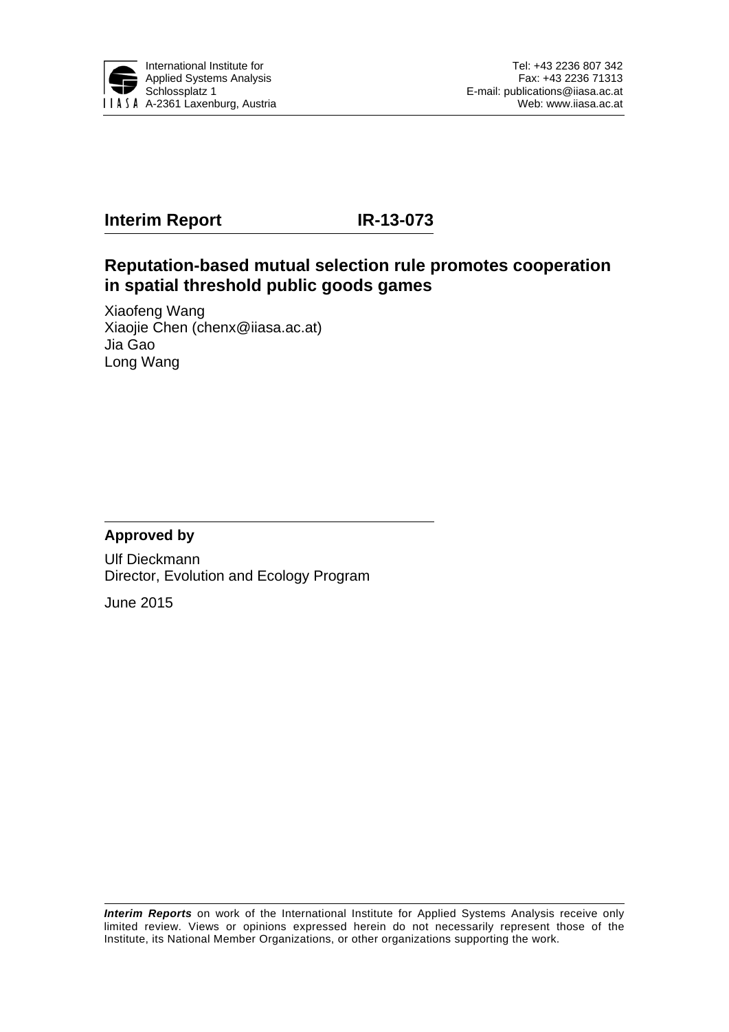International Institute for
Applied Systems Analysis
Schlossplatz 1
A-2361 Laxenburg, Austria

Tel: +43 2236 807 342
Fax: +43 2236 71313
E-mail: publications@iiasa.ac.at
Web: www.iiasa.ac.at

**Interim Report** **IR-13-073**

## Reputation-based mutual selection rule promotes cooperation in spatial threshold public goods games

Xiaofeng Wang
Xiaojie Chen (chenx@iiasa.ac.at)
Jia Gao
Long Wang

**Approved by**

Ulf Dieckmann
Director, Evolution and Ecology Program

June 2015

***Interim Reports*** on work of the International Institute for Applied Systems Analysis receive only limited review. Views or opinions expressed herein do not necessarily represent those of the Institute, its National Member Organizations, or other organizations supporting the work.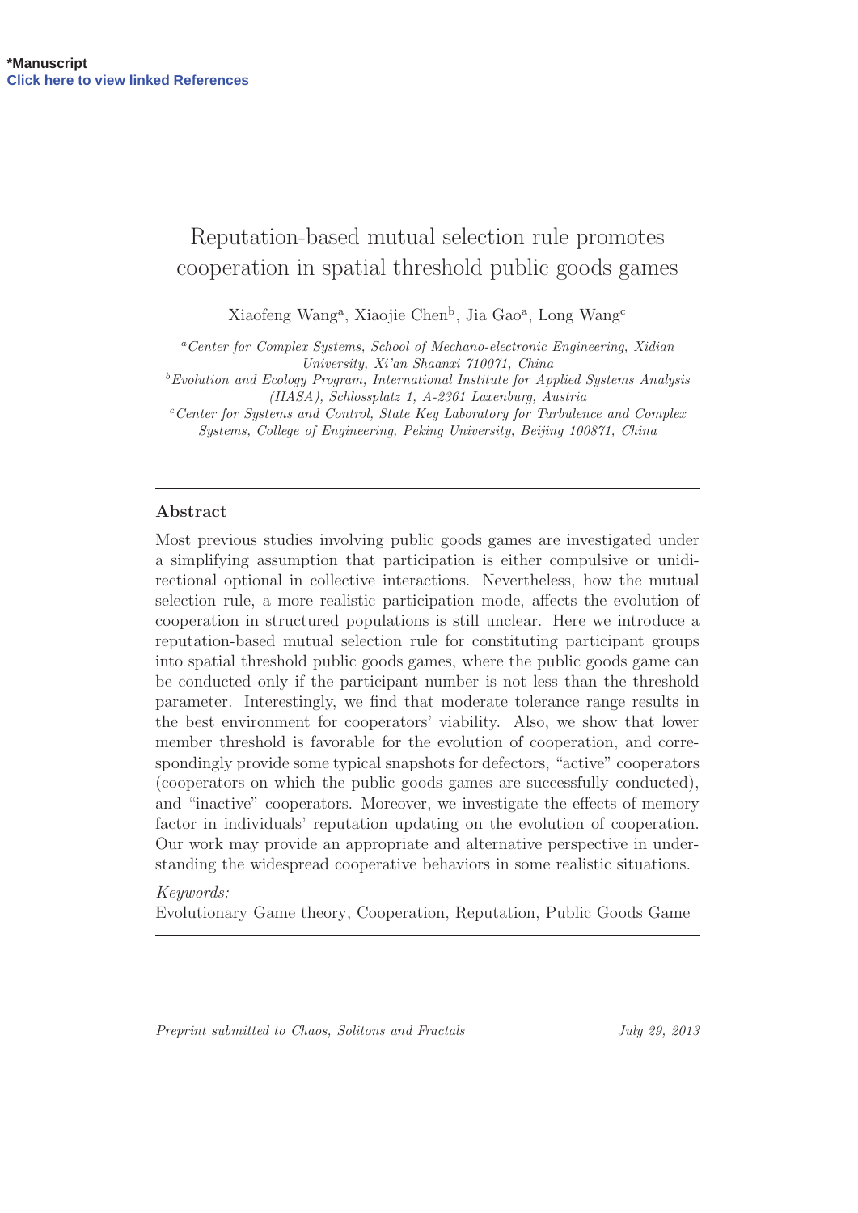# Reputation-based mutual selection rule promotes cooperation in spatial threshold public goods games

Xiaofeng Wang[a], Xiaojie Chen[b], Jia Gao[a], Long Wang[c]

[a] *Center for Complex Systems, School of Mechano-electronic Engineering, Xidian University, Xi'an Shaanxi 710071, China*

[b] *Evolution and Ecology Program, International Institute for Applied Systems Analysis (IIASA), Schlossplatz 1, A-2361 Laxenburg, Austria*

[c] *Center for Systems and Control, State Key Laboratory for Turbulence and Complex Systems, College of Engineering, Peking University, Beijing 100871, China*

---

## Abstract

Most previous studies involving public goods games are investigated under a simplifying assumption that participation is either compulsive or unidirectional optional in collective interactions. Nevertheless, how the mutual selection rule, a more realistic participation mode, affects the evolution of cooperation in structured populations is still unclear. Here we introduce a reputation-based mutual selection rule for constituting participant groups into spatial threshold public goods games, where the public goods game can be conducted only if the participant number is not less than the threshold parameter. Interestingly, we find that moderate tolerance range results in the best environment for cooperators' viability. Also, we show that lower member threshold is favorable for the evolution of cooperation, and correspondingly provide some typical snapshots for defectors, "active" cooperators (cooperators on which the public goods games are successfully conducted), and "inactive" cooperators. Moreover, we investigate the effects of memory factor in individuals' reputation updating on the evolution of cooperation. Our work may provide an appropriate and alternative perspective in understanding the widespread cooperative behaviors in some realistic situations.

*Keywords:*
Evolutionary Game theory, Cooperation, Reputation, Public Goods Game

---

*Preprint submitted to Chaos, Solitons and Fractals* July 29, 2013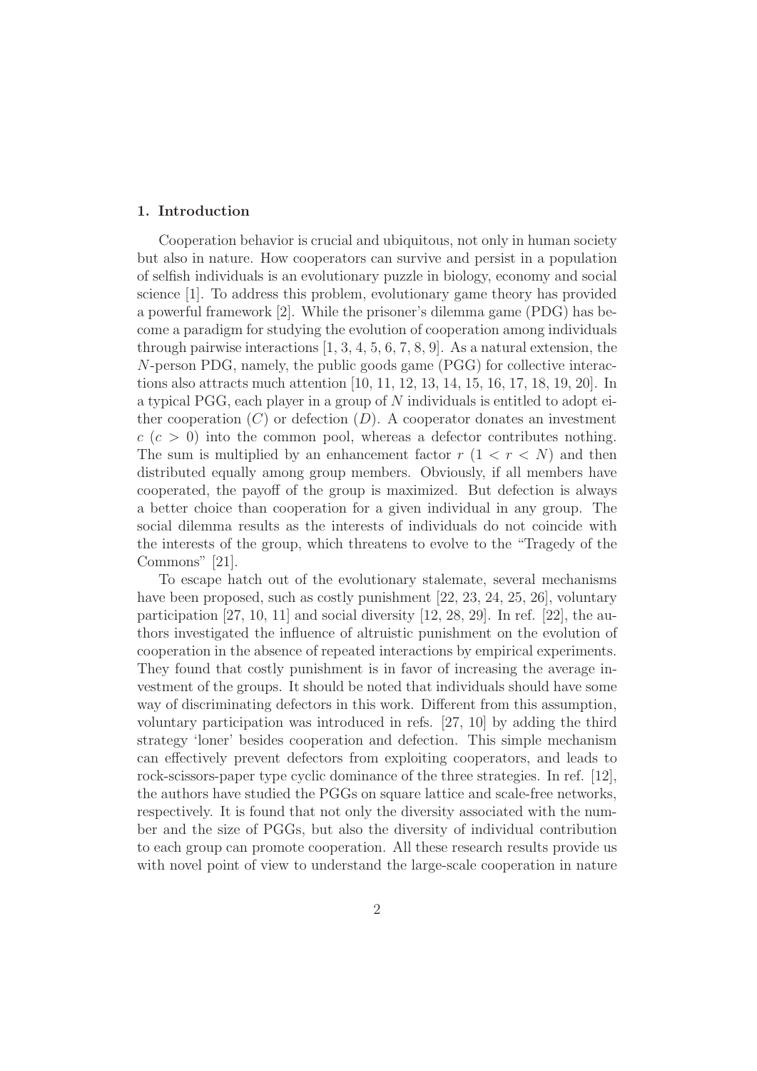## 1. Introduction

Cooperation behavior is crucial and ubiquitous, not only in human society but also in nature. How cooperators can survive and persist in a population of selfish individuals is an evolutionary puzzle in biology, economy and social science [1]. To address this problem, evolutionary game theory has provided a powerful framework [2]. While the prisoner's dilemma game (PDG) has become a paradigm for studying the evolution of cooperation among individuals through pairwise interactions [1, 3, 4, 5, 6, 7, 8, 9]. As a natural extension, the $N$-person PDG, namely, the public goods game (PGG) for collective interactions also attracts much attention [10, 11, 12, 13, 14, 15, 16, 17, 18, 19, 20]. In a typical PGG, each player in a group of $N$ individuals is entitled to adopt either cooperation ($C$) or defection ($D$). A cooperator donates an investment $c$ ($c > 0$) into the common pool, whereas a defector contributes nothing. The sum is multiplied by an enhancement factor $r$ ($1 < r < N$) and then distributed equally among group members. Obviously, if all members have cooperated, the payoff of the group is maximized. But defection is always a better choice than cooperation for a given individual in any group. The social dilemma results as the interests of individuals do not coincide with the interests of the group, which threatens to evolve to the "Tragedy of the Commons" [21].

To escape hatch out of the evolutionary stalemate, several mechanisms have been proposed, such as costly punishment [22, 23, 24, 25, 26], voluntary participation [27, 10, 11] and social diversity [12, 28, 29]. In ref. [22], the authors investigated the influence of altruistic punishment on the evolution of cooperation in the absence of repeated interactions by empirical experiments. They found that costly punishment is in favor of increasing the average investment of the groups. It should be noted that individuals should have some way of discriminating defectors in this work. Different from this assumption, voluntary participation was introduced in refs. [27, 10] by adding the third strategy 'loner' besides cooperation and defection. This simple mechanism can effectively prevent defectors from exploiting cooperators, and leads to rock-scissors-paper type cyclic dominance of the three strategies. In ref. [12], the authors have studied the PGGs on square lattice and scale-free networks, respectively. It is found that not only the diversity associated with the number and the size of PGGs, but also the diversity of individual contribution to each group can promote cooperation. All these research results provide us with novel point of view to understand the large-scale cooperation in nature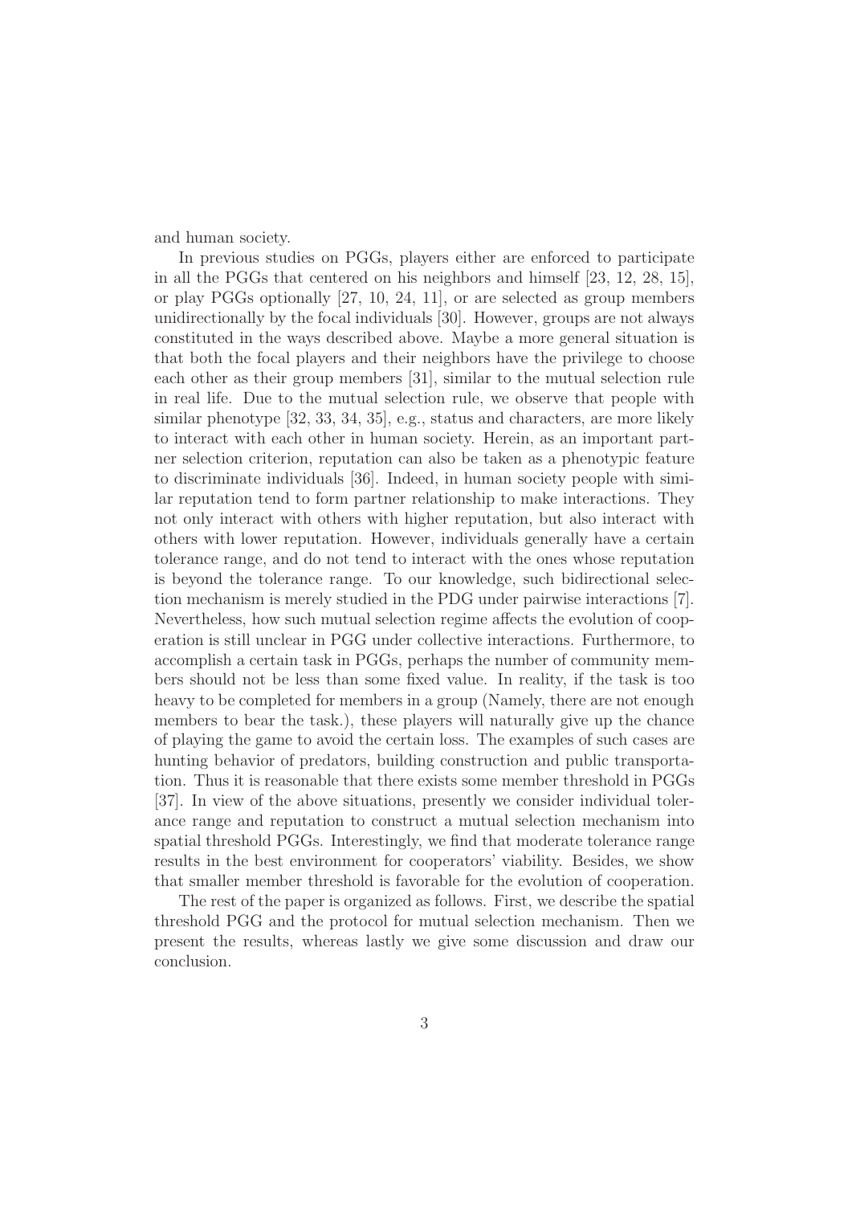and human society.

In previous studies on PGGs, players either are enforced to participate in all the PGGs that centered on his neighbors and himself [23, 12, 28, 15], or play PGGs optionally [27, 10, 24, 11], or are selected as group members unidirectionally by the focal individuals [30]. However, groups are not always constituted in the ways described above. Maybe a more general situation is that both the focal players and their neighbors have the privilege to choose each other as their group members [31], similar to the mutual selection rule in real life. Due to the mutual selection rule, we observe that people with similar phenotype [32, 33, 34, 35], e.g., status and characters, are more likely to interact with each other in human society. Herein, as an important partner selection criterion, reputation can also be taken as a phenotypic feature to discriminate individuals [36]. Indeed, in human society people with similar reputation tend to form partner relationship to make interactions. They not only interact with others with higher reputation, but also interact with others with lower reputation. However, individuals generally have a certain tolerance range, and do not tend to interact with the ones whose reputation is beyond the tolerance range. To our knowledge, such bidirectional selection mechanism is merely studied in the PDG under pairwise interactions [7]. Nevertheless, how such mutual selection regime affects the evolution of cooperation is still unclear in PGG under collective interactions. Furthermore, to accomplish a certain task in PGGs, perhaps the number of community members should not be less than some fixed value. In reality, if the task is too heavy to be completed for members in a group (Namely, there are not enough members to bear the task.), these players will naturally give up the chance of playing the game to avoid the certain loss. The examples of such cases are hunting behavior of predators, building construction and public transportation. Thus it is reasonable that there exists some member threshold in PGGs [37]. In view of the above situations, presently we consider individual tolerance range and reputation to construct a mutual selection mechanism into spatial threshold PGGs. Interestingly, we find that moderate tolerance range results in the best environment for cooperators' viability. Besides, we show that smaller member threshold is favorable for the evolution of cooperation.

The rest of the paper is organized as follows. First, we describe the spatial threshold PGG and the protocol for mutual selection mechanism. Then we present the results, whereas lastly we give some discussion and draw our conclusion.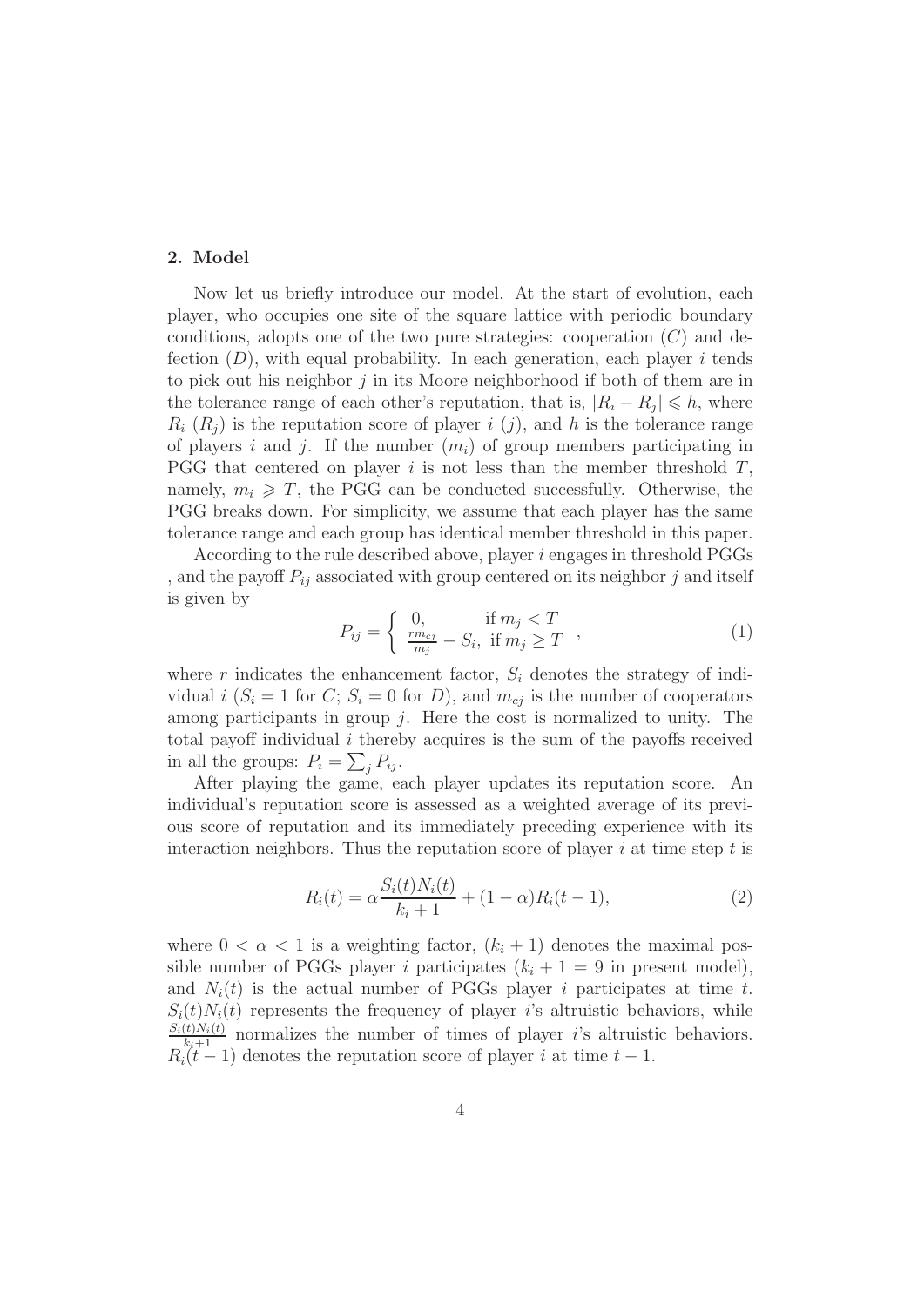## 2. Model

Now let us briefly introduce our model. At the start of evolution, each player, who occupies one site of the square lattice with periodic boundary conditions, adopts one of the two pure strategies: cooperation ($C$) and defection ($D$), with equal probability. In each generation, each player $i$ tends to pick out his neighbor $j$ in its Moore neighborhood if both of them are in the tolerance range of each other's reputation, that is, $|R_i - R_j| \leqslant h$, where $R_i$ ($R_j$) is the reputation score of player $i$ ($j$), and $h$ is the tolerance range of players $i$ and $j$. If the number ($m_i$) of group members participating in PGG that centered on player $i$ is not less than the member threshold $T$, namely, $m_i \geqslant T$, the PGG can be conducted successfully. Otherwise, the PGG breaks down. For simplicity, we assume that each player has the same tolerance range and each group has identical member threshold in this paper.

According to the rule described above, player $i$ engages in threshold PGGs , and the payoff $P_{ij}$ associated with group centered on its neighbor $j$ and itself is given by

$$P_{ij} = \begin{cases} 0, & \text{if } m_j < T \\ \frac{r m_{cj}}{m_j} - S_i, & \text{if } m_j \geq T \end{cases}, \tag{1}$$

where $r$ indicates the enhancement factor, $S_i$ denotes the strategy of individual $i$ ($S_i = 1$ for $C$; $S_i = 0$ for $D$), and $m_{cj}$ is the number of cooperators among participants in group $j$. Here the cost is normalized to unity. The total payoff individual $i$ thereby acquires is the sum of the payoffs received in all the groups: $P_i = \sum_j P_{ij}$.

After playing the game, each player updates its reputation score. An individual's reputation score is assessed as a weighted average of its previous score of reputation and its immediately preceding experience with its interaction neighbors. Thus the reputation score of player $i$ at time step $t$ is

$$R_i(t) = \alpha \frac{S_i(t) N_i(t)}{k_i + 1} + (1 - \alpha) R_i(t - 1), \tag{2}$$

where $0 < \alpha < 1$ is a weighting factor, $(k_i + 1)$ denotes the maximal possible number of PGGs player $i$ participates ($k_i + 1 = 9$ in present model), and $N_i(t)$ is the actual number of PGGs player $i$ participates at time $t$. $S_i(t)N_i(t)$ represents the frequency of player $i$'s altruistic behaviors, while $\frac{S_i(t)N_i(t)}{k_i+1}$ normalizes the number of times of player $i$'s altruistic behaviors. $R_i(t-1)$ denotes the reputation score of player $i$ at time $t-1$.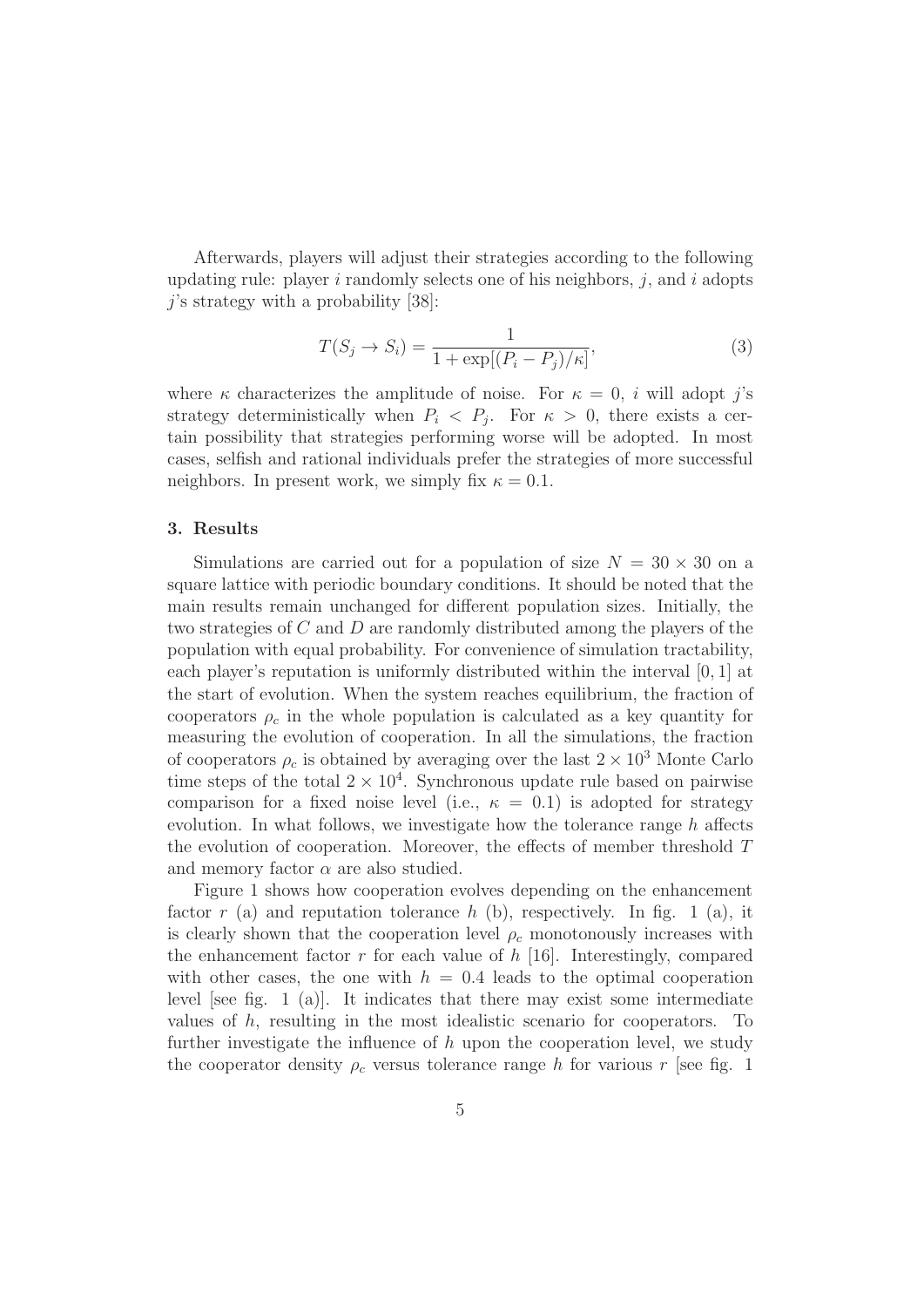Afterwards, players will adjust their strategies according to the following updating rule: player $i$ randomly selects one of his neighbors, $j$, and $i$ adopts $j$'s strategy with a probability [38]:

$$T(S_j \to S_i) = \frac{1}{1 + \exp[(P_i - P_j)/\kappa]}, \tag{3}$$

where $\kappa$ characterizes the amplitude of noise. For $\kappa = 0$, $i$ will adopt $j$'s strategy deterministically when $P_i < P_j$. For $\kappa > 0$, there exists a certain possibility that strategies performing worse will be adopted. In most cases, selfish and rational individuals prefer the strategies of more successful neighbors. In present work, we simply fix $\kappa = 0.1$.

### 3. Results

Simulations are carried out for a population of size $N = 30 \times 30$ on a square lattice with periodic boundary conditions. It should be noted that the main results remain unchanged for different population sizes. Initially, the two strategies of $C$ and $D$ are randomly distributed among the players of the population with equal probability. For convenience of simulation tractability, each player's reputation is uniformly distributed within the interval $[0, 1]$ at the start of evolution. When the system reaches equilibrium, the fraction of cooperators $\rho_c$ in the whole population is calculated as a key quantity for measuring the evolution of cooperation. In all the simulations, the fraction of cooperators $\rho_c$ is obtained by averaging over the last $2 \times 10^3$ Monte Carlo time steps of the total $2 \times 10^4$. Synchronous update rule based on pairwise comparison for a fixed noise level (i.e., $\kappa = 0.1$) is adopted for strategy evolution. In what follows, we investigate how the tolerance range $h$ affects the evolution of cooperation. Moreover, the effects of member threshold $T$ and memory factor $\alpha$ are also studied.

Figure 1 shows how cooperation evolves depending on the enhancement factor $r$ (a) and reputation tolerance $h$ (b), respectively. In fig. 1 (a), it is clearly shown that the cooperation level $\rho_c$ monotonously increases with the enhancement factor $r$ for each value of $h$ [16]. Interestingly, compared with other cases, the one with $h = 0.4$ leads to the optimal cooperation level [see fig. 1 (a)]. It indicates that there may exist some intermediate values of $h$, resulting in the most idealistic scenario for cooperators. To further investigate the influence of $h$ upon the cooperation level, we study the cooperator density $\rho_c$ versus tolerance range $h$ for various $r$ [see fig. 1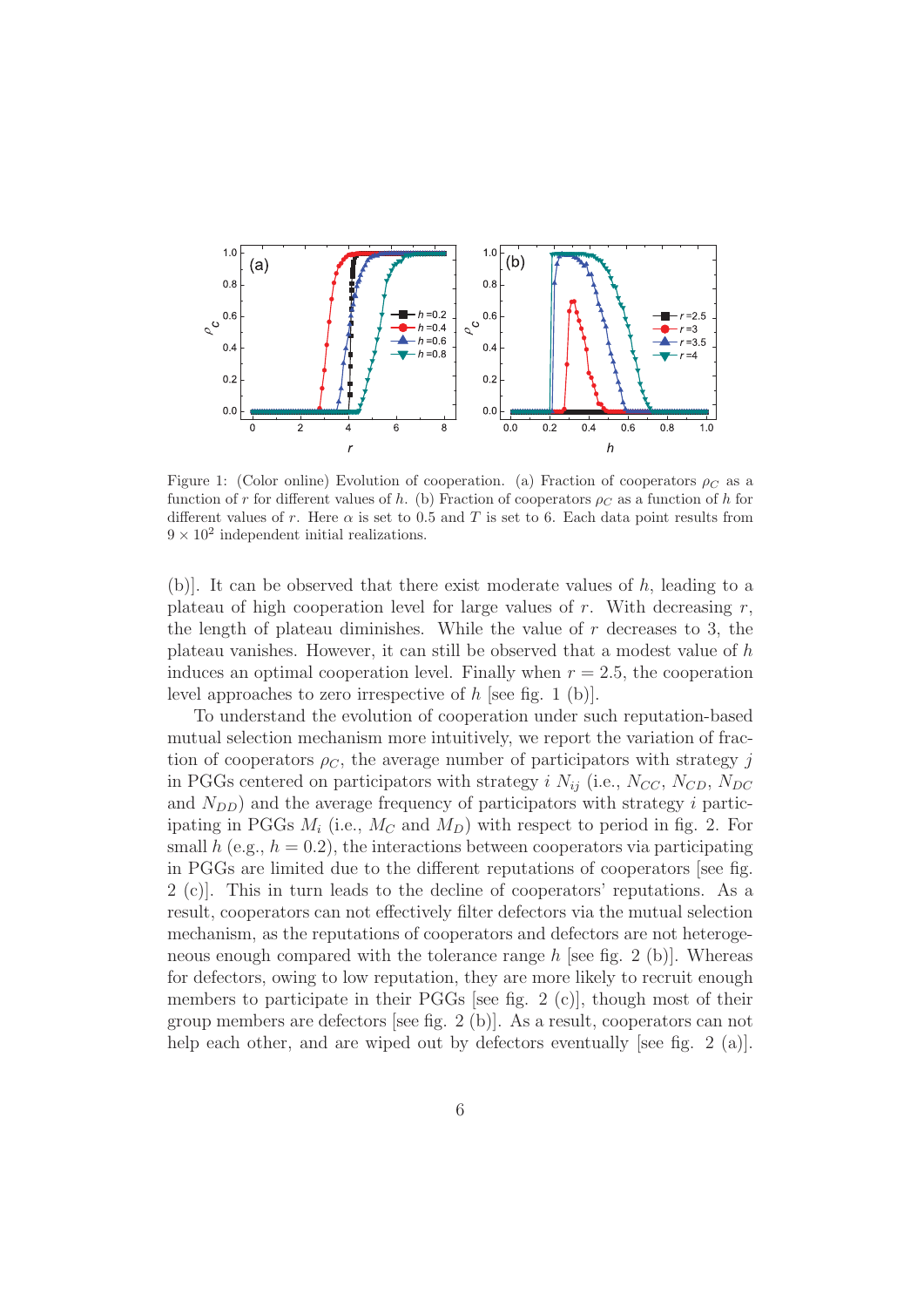Figure 1: (Color online) Evolution of cooperation. (a) Fraction of cooperators $\rho_C$ as a function of $r$ for different values of $h$. (b) Fraction of cooperators $\rho_C$ as a function of $h$ for different values of $r$. Here $\alpha$ is set to 0.5 and $T$ is set to 6. Each data point results from $9 \times 10^2$ independent initial realizations.

(b)]. It can be observed that there exist moderate values of $h$, leading to a plateau of high cooperation level for large values of $r$. With decreasing $r$, the length of plateau diminishes. While the value of $r$ decreases to 3, the plateau vanishes. However, it can still be observed that a modest value of $h$ induces an optimal cooperation level. Finally when $r = 2.5$, the cooperation level approaches to zero irrespective of $h$ [see fig. 1 (b)].

To understand the evolution of cooperation under such reputation-based mutual selection mechanism more intuitively, we report the variation of fraction of cooperators $\rho_C$, the average number of participators with strategy $j$ in PGGs centered on participators with strategy $i$ $N_{ij}$ (i.e., $N_{CC}$, $N_{CD}$, $N_{DC}$ and $N_{DD}$) and the average frequency of participators with strategy $i$ participating in PGGs $M_i$ (i.e., $M_C$ and $M_D$) with respect to period in fig. 2. For small $h$ (e.g., $h = 0.2$), the interactions between cooperators via participating in PGGs are limited due to the different reputations of cooperators [see fig. 2 (c)]. This in turn leads to the decline of cooperators' reputations. As a result, cooperators can not effectively filter defectors via the mutual selection mechanism, as the reputations of cooperators and defectors are not heterogeneous enough compared with the tolerance range $h$ [see fig. 2 (b)]. Whereas for defectors, owing to low reputation, they are more likely to recruit enough members to participate in their PGGs [see fig. 2 (c)], though most of their group members are defectors [see fig. 2 (b)]. As a result, cooperators can not help each other, and are wiped out by defectors eventually [see fig. 2 (a)].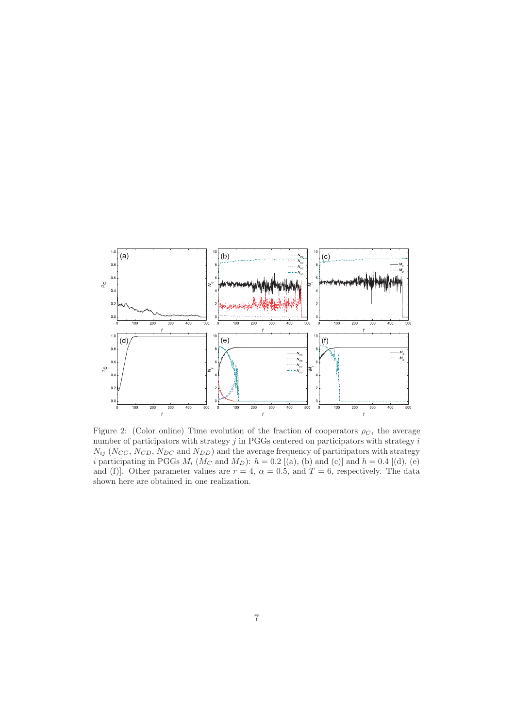Figure 2: (Color online) Time evolution of the fraction of cooperators $\rho_C$, the average number of participators with strategy $j$ in PGGs centered on participators with strategy $i$ $N_{ij}$ ($N_{CC}$, $N_{CD}$, $N_{DC}$ and $N_{DD}$) and the average frequency of participators with strategy $i$ participating in PGGs $M_i$ ($M_C$ and $M_D$): $h = 0.2$ [(a), (b) and (c)] and $h = 0.4$ [(d), (e) and (f)]. Other parameter values are $r = 4$, $\alpha = 0.5$, and $T = 6$, respectively. The data shown here are obtained in one realization.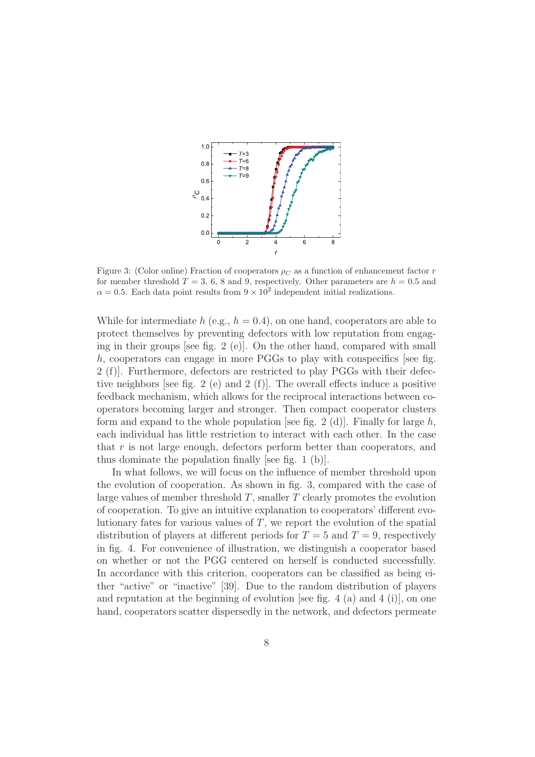Figure 3: (Color online) Fraction of cooperators $\rho_C$ as a function of enhancement factor $r$ for member threshold $T = 3$, 6, 8 and 9, respectively. Other parameters are $h = 0.5$ and $\alpha = 0.5$. Each data point results from $9 \times 10^2$ independent initial realizations.

While for intermediate $h$ (e.g., $h = 0.4$), on one hand, cooperators are able to protect themselves by preventing defectors with low reputation from engaging in their groups [see fig. 2 (e)]. On the other hand, compared with small $h$, cooperators can engage in more PGGs to play with conspecifics [see fig. 2 (f)]. Furthermore, defectors are restricted to play PGGs with their defective neighbors [see fig. 2 (e) and 2 (f)]. The overall effects induce a positive feedback mechanism, which allows for the reciprocal interactions between cooperators becoming larger and stronger. Then compact cooperator clusters form and expand to the whole population [see fig. 2 (d)]. Finally for large $h$, each individual has little restriction to interact with each other. In the case that $r$ is not large enough, defectors perform better than cooperators, and thus dominate the population finally [see fig. 1 (b)].

In what follows, we will focus on the influence of member threshold upon the evolution of cooperation. As shown in fig. 3, compared with the case of large values of member threshold $T$, smaller $T$ clearly promotes the evolution of cooperation. To give an intuitive explanation to cooperators' different evolutionary fates for various values of $T$, we report the evolution of the spatial distribution of players at different periods for $T = 5$ and $T = 9$, respectively in fig. 4. For convenience of illustration, we distinguish a cooperator based on whether or not the PGG centered on herself is conducted successfully. In accordance with this criterion, cooperators can be classified as being either "active" or "inactive" [39]. Due to the random distribution of players and reputation at the beginning of evolution [see fig. 4 (a) and 4 (i)], on one hand, cooperators scatter dispersedly in the network, and defectors permeate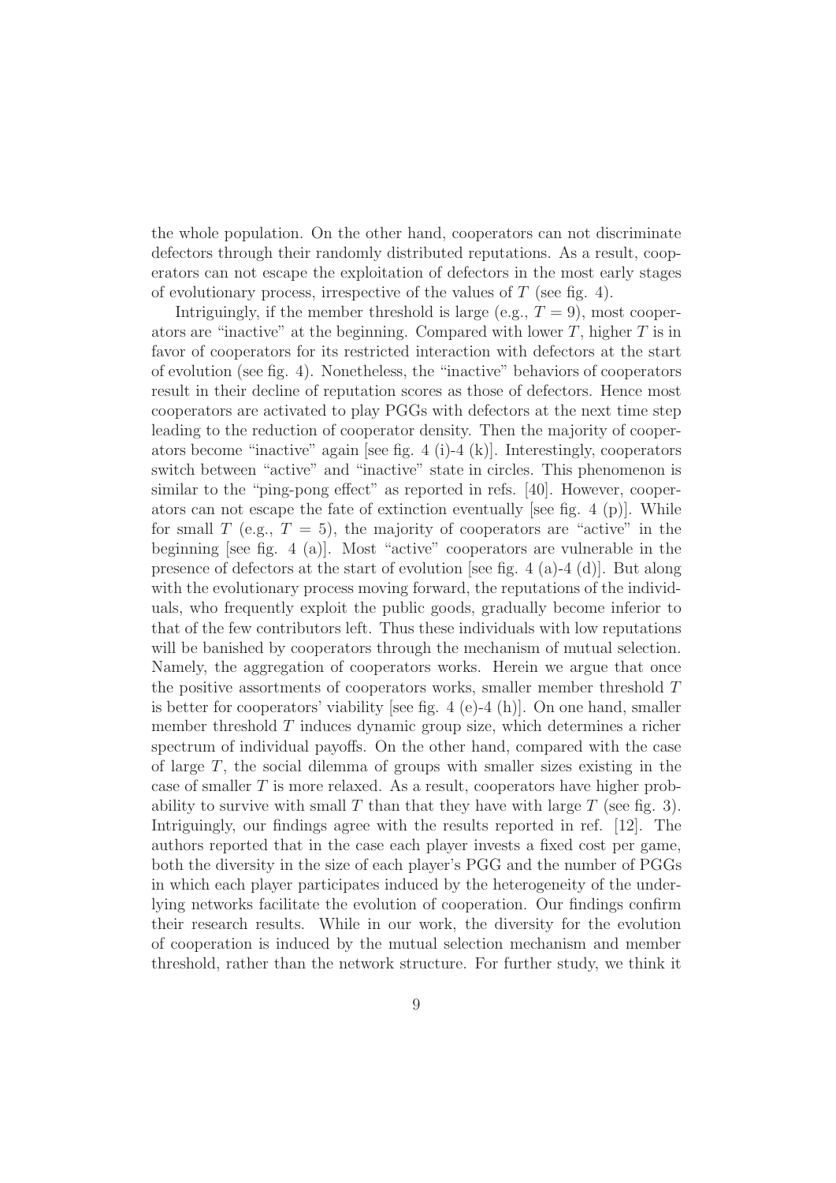the whole population. On the other hand, cooperators can not discriminate defectors through their randomly distributed reputations. As a result, cooperators can not escape the exploitation of defectors in the most early stages of evolutionary process, irrespective of the values of $T$ (see fig. 4).

Intriguingly, if the member threshold is large (e.g., $T = 9$), most cooperators are "inactive" at the beginning. Compared with lower $T$, higher $T$ is in favor of cooperators for its restricted interaction with defectors at the start of evolution (see fig. 4). Nonetheless, the "inactive" behaviors of cooperators result in their decline of reputation scores as those of defectors. Hence most cooperators are activated to play PGGs with defectors at the next time step leading to the reduction of cooperator density. Then the majority of cooperators become "inactive" again [see fig. 4 (i)-4 (k)]. Interestingly, cooperators switch between "active" and "inactive" state in circles. This phenomenon is similar to the "ping-pong effect" as reported in refs. [40]. However, cooperators can not escape the fate of extinction eventually [see fig. 4 (p)]. While for small $T$ (e.g., $T = 5$), the majority of cooperators are "active" in the beginning [see fig. 4 (a)]. Most "active" cooperators are vulnerable in the presence of defectors at the start of evolution [see fig. 4 (a)-4 (d)]. But along with the evolutionary process moving forward, the reputations of the individuals, who frequently exploit the public goods, gradually become inferior to that of the few contributors left. Thus these individuals with low reputations will be banished by cooperators through the mechanism of mutual selection. Namely, the aggregation of cooperators works. Herein we argue that once the positive assortments of cooperators works, smaller member threshold $T$ is better for cooperators' viability [see fig. 4 (e)-4 (h)]. On one hand, smaller member threshold $T$ induces dynamic group size, which determines a richer spectrum of individual payoffs. On the other hand, compared with the case of large $T$, the social dilemma of groups with smaller sizes existing in the case of smaller $T$ is more relaxed. As a result, cooperators have higher probability to survive with small $T$ than that they have with large $T$ (see fig. 3). Intriguingly, our findings agree with the results reported in ref. [12]. The authors reported that in the case each player invests a fixed cost per game, both the diversity in the size of each player's PGG and the number of PGGs in which each player participates induced by the heterogeneity of the underlying networks facilitate the evolution of cooperation. Our findings confirm their research results. While in our work, the diversity for the evolution of cooperation is induced by the mutual selection mechanism and member threshold, rather than the network structure. For further study, we think it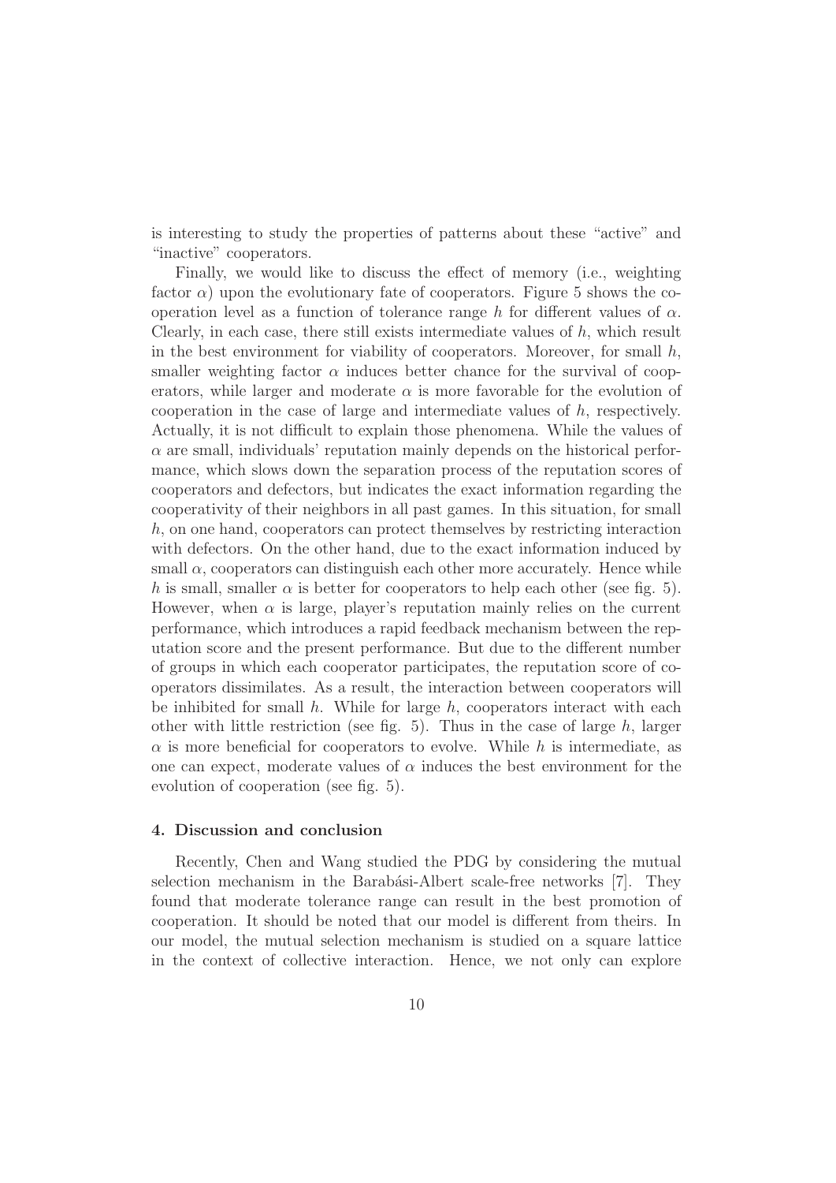is interesting to study the properties of patterns about these "active" and "inactive" cooperators.

Finally, we would like to discuss the effect of memory (i.e., weighting factor $\alpha$) upon the evolutionary fate of cooperators. Figure 5 shows the cooperation level as a function of tolerance range $h$ for different values of $\alpha$. Clearly, in each case, there still exists intermediate values of $h$, which result in the best environment for viability of cooperators. Moreover, for small $h$, smaller weighting factor $\alpha$ induces better chance for the survival of cooperators, while larger and moderate $\alpha$ is more favorable for the evolution of cooperation in the case of large and intermediate values of $h$, respectively. Actually, it is not difficult to explain those phenomena. While the values of $\alpha$ are small, individuals' reputation mainly depends on the historical performance, which slows down the separation process of the reputation scores of cooperators and defectors, but indicates the exact information regarding the cooperativity of their neighbors in all past games. In this situation, for small $h$, on one hand, cooperators can protect themselves by restricting interaction with defectors. On the other hand, due to the exact information induced by small $\alpha$, cooperators can distinguish each other more accurately. Hence while $h$ is small, smaller $\alpha$ is better for cooperators to help each other (see fig. 5). However, when $\alpha$ is large, player's reputation mainly relies on the current performance, which introduces a rapid feedback mechanism between the reputation score and the present performance. But due to the different number of groups in which each cooperator participates, the reputation score of cooperators dissimilates. As a result, the interaction between cooperators will be inhibited for small $h$. While for large $h$, cooperators interact with each other with little restriction (see fig. 5). Thus in the case of large $h$, larger $\alpha$ is more beneficial for cooperators to evolve. While $h$ is intermediate, as one can expect, moderate values of $\alpha$ induces the best environment for the evolution of cooperation (see fig. 5).

## 4. Discussion and conclusion

Recently, Chen and Wang studied the PDG by considering the mutual selection mechanism in the Barabási-Albert scale-free networks [7]. They found that moderate tolerance range can result in the best promotion of cooperation. It should be noted that our model is different from theirs. In our model, the mutual selection mechanism is studied on a square lattice in the context of collective interaction. Hence, we not only can explore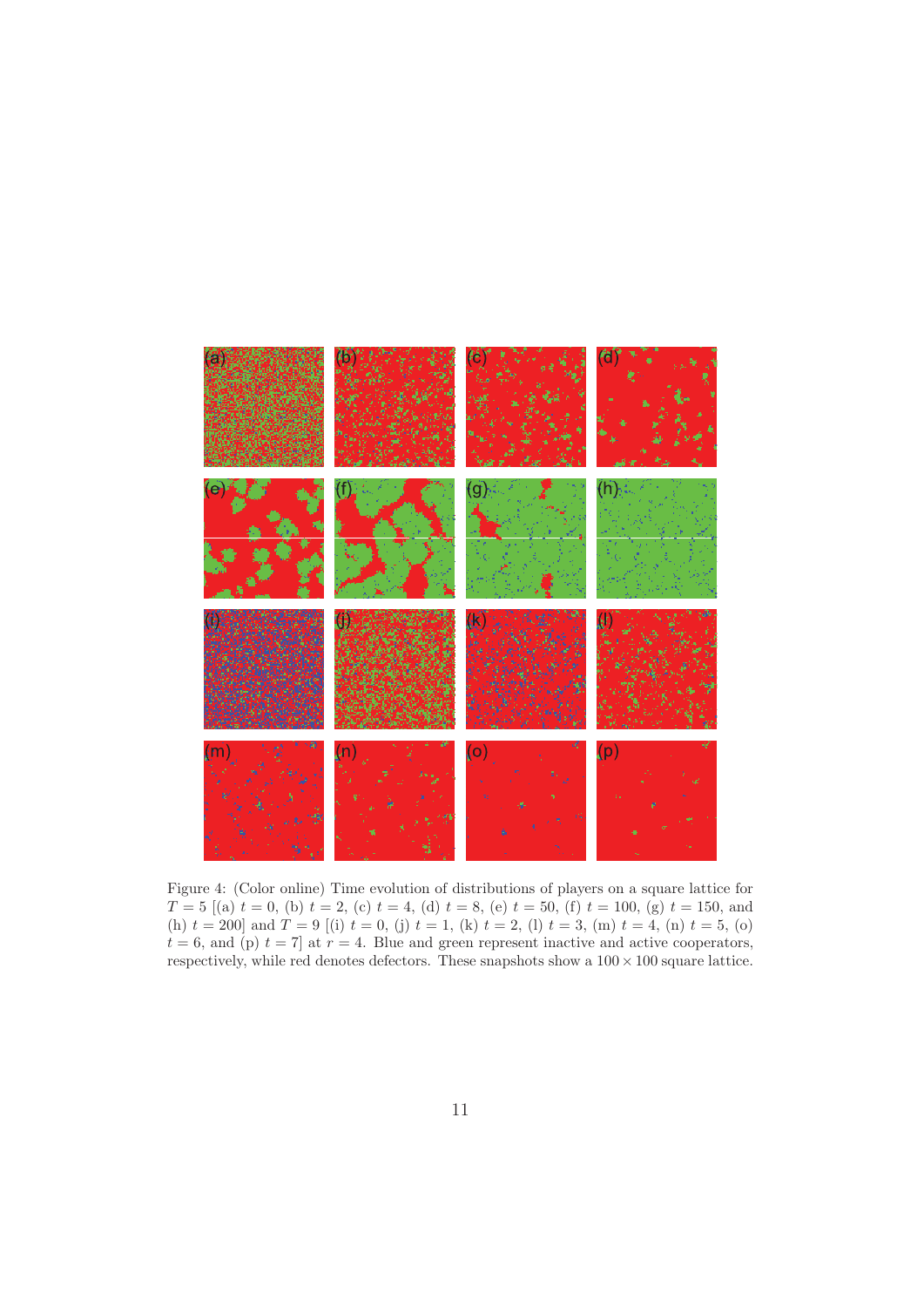Figure 4: (Color online) Time evolution of distributions of players on a square lattice for $T = 5$ [(a) $t = 0$, (b) $t = 2$, (c) $t = 4$, (d) $t = 8$, (e) $t = 50$, (f) $t = 100$, (g) $t = 150$, and (h) $t = 200$] and $T = 9$ [(i) $t = 0$, (j) $t = 1$, (k) $t = 2$, (l) $t = 3$, (m) $t = 4$, (n) $t = 5$, (o) $t = 6$, and (p) $t = 7$] at $r = 4$. Blue and green represent inactive and active cooperators, respectively, while red denotes defectors. These snapshots show a $100 \times 100$ square lattice.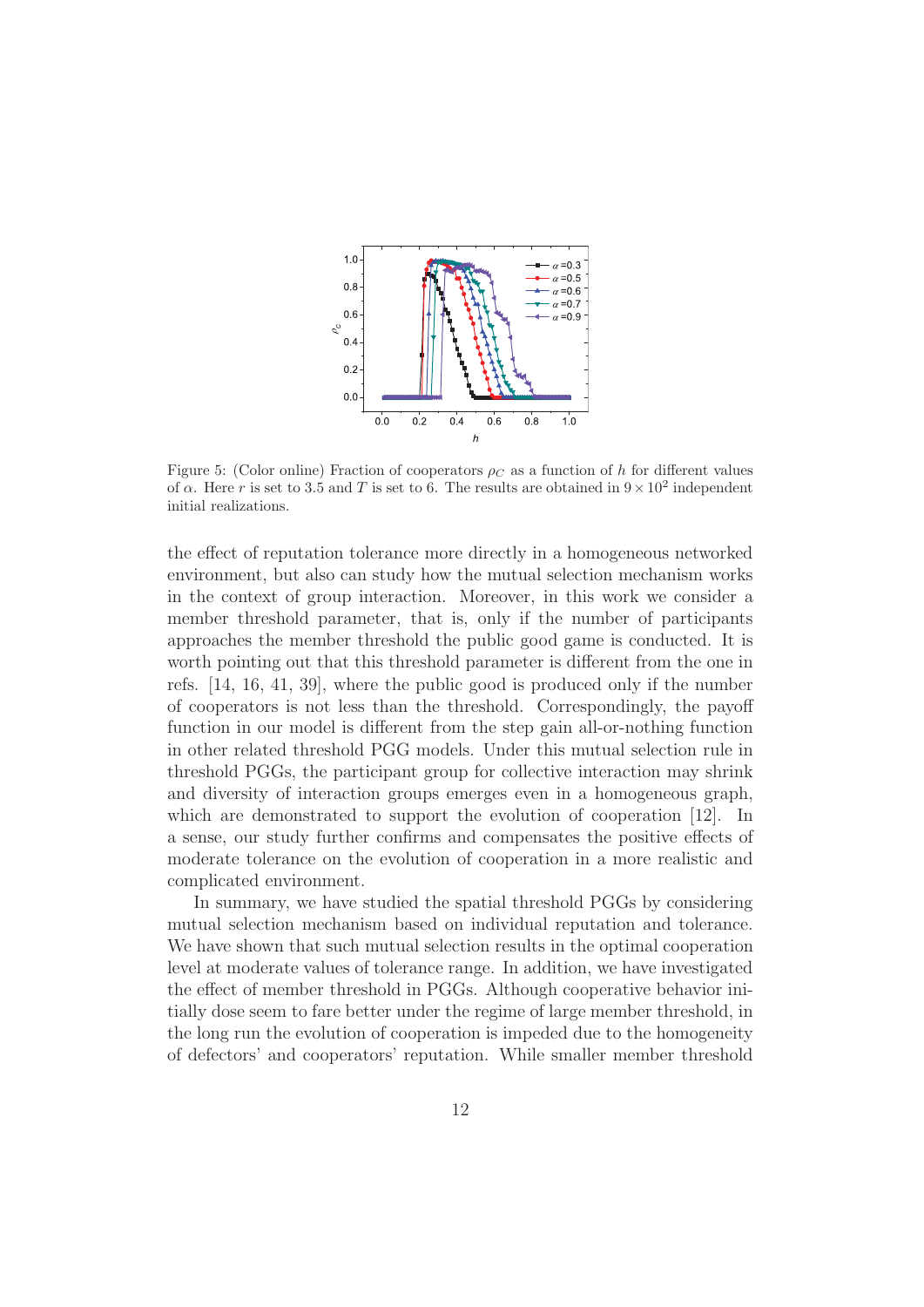Figure 5: (Color online) Fraction of cooperators $\rho_C$ as a function of $h$ for different values of $\alpha$. Here $r$ is set to 3.5 and $T$ is set to 6. The results are obtained in $9 \times 10^2$ independent initial realizations.

the effect of reputation tolerance more directly in a homogeneous networked environment, but also can study how the mutual selection mechanism works in the context of group interaction. Moreover, in this work we consider a member threshold parameter, that is, only if the number of participants approaches the member threshold the public good game is conducted. It is worth pointing out that this threshold parameter is different from the one in refs. [14, 16, 41, 39], where the public good is produced only if the number of cooperators is not less than the threshold. Correspondingly, the payoff function in our model is different from the step gain all-or-nothing function in other related threshold PGG models. Under this mutual selection rule in threshold PGGs, the participant group for collective interaction may shrink and diversity of interaction groups emerges even in a homogeneous graph, which are demonstrated to support the evolution of cooperation [12]. In a sense, our study further confirms and compensates the positive effects of moderate tolerance on the evolution of cooperation in a more realistic and complicated environment.

In summary, we have studied the spatial threshold PGGs by considering mutual selection mechanism based on individual reputation and tolerance. We have shown that such mutual selection results in the optimal cooperation level at moderate values of tolerance range. In addition, we have investigated the effect of member threshold in PGGs. Although cooperative behavior initially dose seem to fare better under the regime of large member threshold, in the long run the evolution of cooperation is impeded due to the homogeneity of defectors' and cooperators' reputation. While smaller member threshold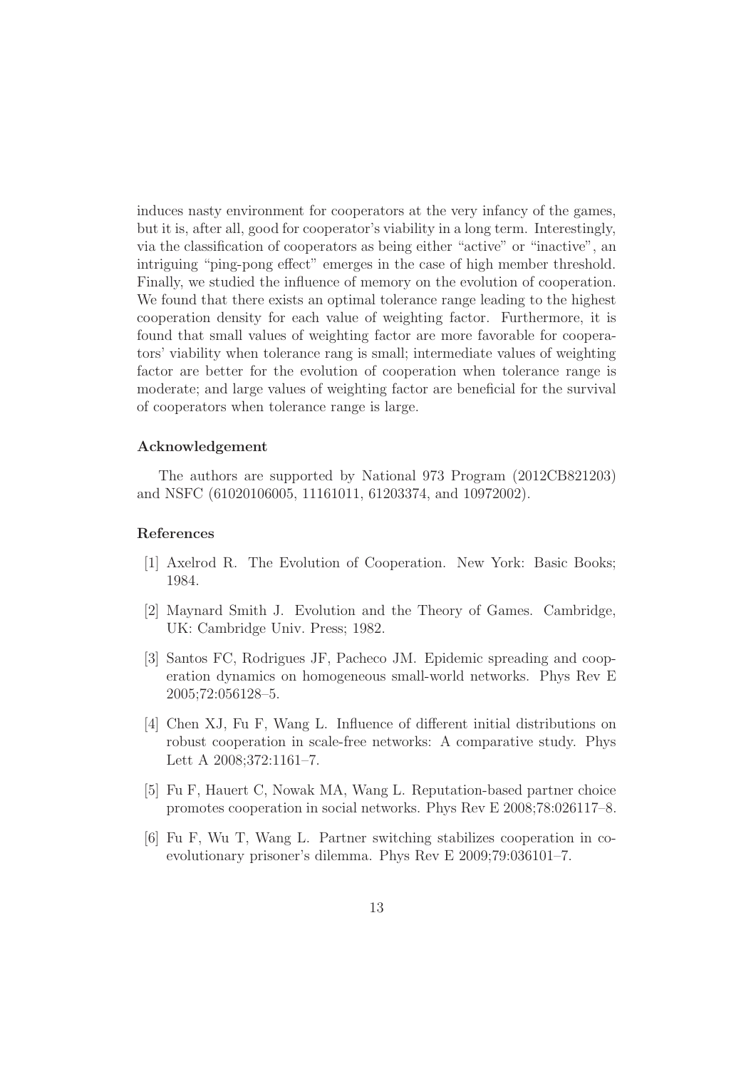induces nasty environment for cooperators at the very infancy of the games, but it is, after all, good for cooperator's viability in a long term. Interestingly, via the classification of cooperators as being either "active" or "inactive", an intriguing "ping-pong effect" emerges in the case of high member threshold. Finally, we studied the influence of memory on the evolution of cooperation. We found that there exists an optimal tolerance range leading to the highest cooperation density for each value of weighting factor. Furthermore, it is found that small values of weighting factor are more favorable for cooperators' viability when tolerance rang is small; intermediate values of weighting factor are better for the evolution of cooperation when tolerance range is moderate; and large values of weighting factor are beneficial for the survival of cooperators when tolerance range is large.

### Acknowledgement

The authors are supported by National 973 Program (2012CB821203) and NSFC (61020106005, 11161011, 61203374, and 10972002).

### References

[1] Axelrod R. The Evolution of Cooperation. New York: Basic Books; 1984.

[2] Maynard Smith J. Evolution and the Theory of Games. Cambridge, UK: Cambridge Univ. Press; 1982.

[3] Santos FC, Rodrigues JF, Pacheco JM. Epidemic spreading and cooperation dynamics on homogeneous small-world networks. Phys Rev E 2005;72:056128–5.

[4] Chen XJ, Fu F, Wang L. Influence of different initial distributions on robust cooperation in scale-free networks: A comparative study. Phys Lett A 2008;372:1161–7.

[5] Fu F, Hauert C, Nowak MA, Wang L. Reputation-based partner choice promotes cooperation in social networks. Phys Rev E 2008;78:026117–8.

[6] Fu F, Wu T, Wang L. Partner switching stabilizes cooperation in coevolutionary prisoner's dilemma. Phys Rev E 2009;79:036101–7.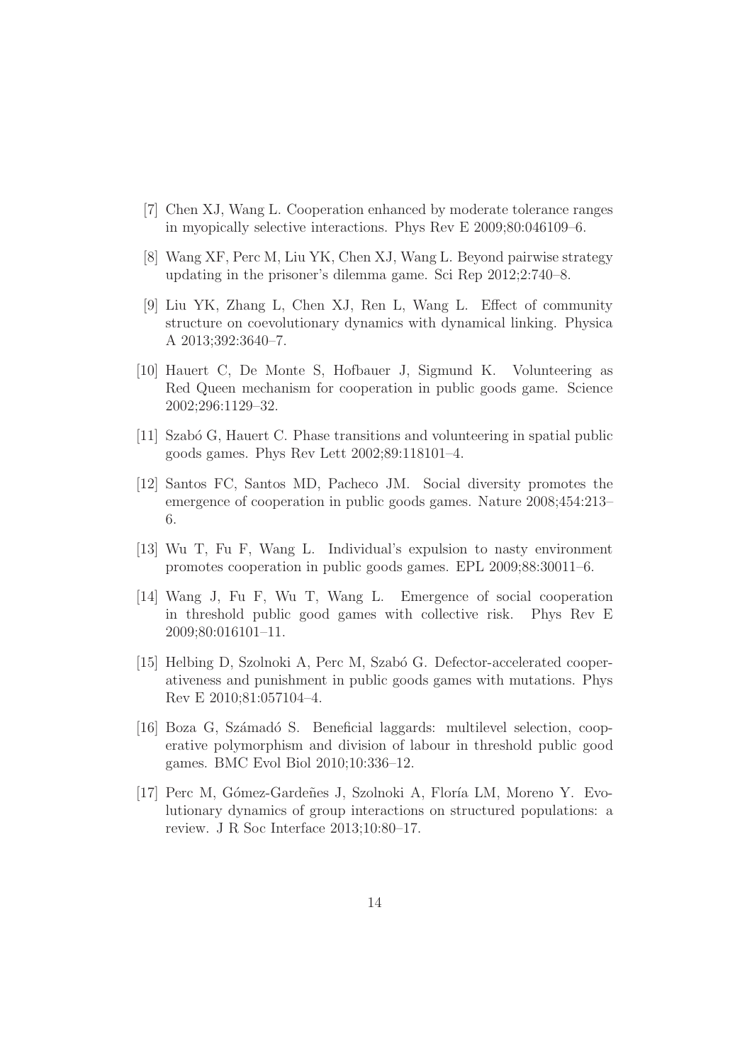[7] Chen XJ, Wang L. Cooperation enhanced by moderate tolerance ranges in myopically selective interactions. Phys Rev E 2009;80:046109–6.

[8] Wang XF, Perc M, Liu YK, Chen XJ, Wang L. Beyond pairwise strategy updating in the prisoner's dilemma game. Sci Rep 2012;2:740–8.

[9] Liu YK, Zhang L, Chen XJ, Ren L, Wang L. Effect of community structure on coevolutionary dynamics with dynamical linking. Physica A 2013;392:3640–7.

[10] Hauert C, De Monte S, Hofbauer J, Sigmund K. Volunteering as Red Queen mechanism for cooperation in public goods game. Science 2002;296:1129–32.

[11] Szabó G, Hauert C. Phase transitions and volunteering in spatial public goods games. Phys Rev Lett 2002;89:118101–4.

[12] Santos FC, Santos MD, Pacheco JM. Social diversity promotes the emergence of cooperation in public goods games. Nature 2008;454:213–6.

[13] Wu T, Fu F, Wang L. Individual's expulsion to nasty environment promotes cooperation in public goods games. EPL 2009;88:30011–6.

[14] Wang J, Fu F, Wu T, Wang L. Emergence of social cooperation in threshold public good games with collective risk. Phys Rev E 2009;80:016101–11.

[15] Helbing D, Szolnoki A, Perc M, Szabó G. Defector-accelerated cooperativeness and punishment in public goods games with mutations. Phys Rev E 2010;81:057104–4.

[16] Boza G, Számadó S. Beneficial laggards: multilevel selection, cooperative polymorphism and division of labour in threshold public good games. BMC Evol Biol 2010;10:336–12.

[17] Perc M, Gómez-Gardeñes J, Szolnoki A, Floría LM, Moreno Y. Evolutionary dynamics of group interactions on structured populations: a review. J R Soc Interface 2013;10:80–17.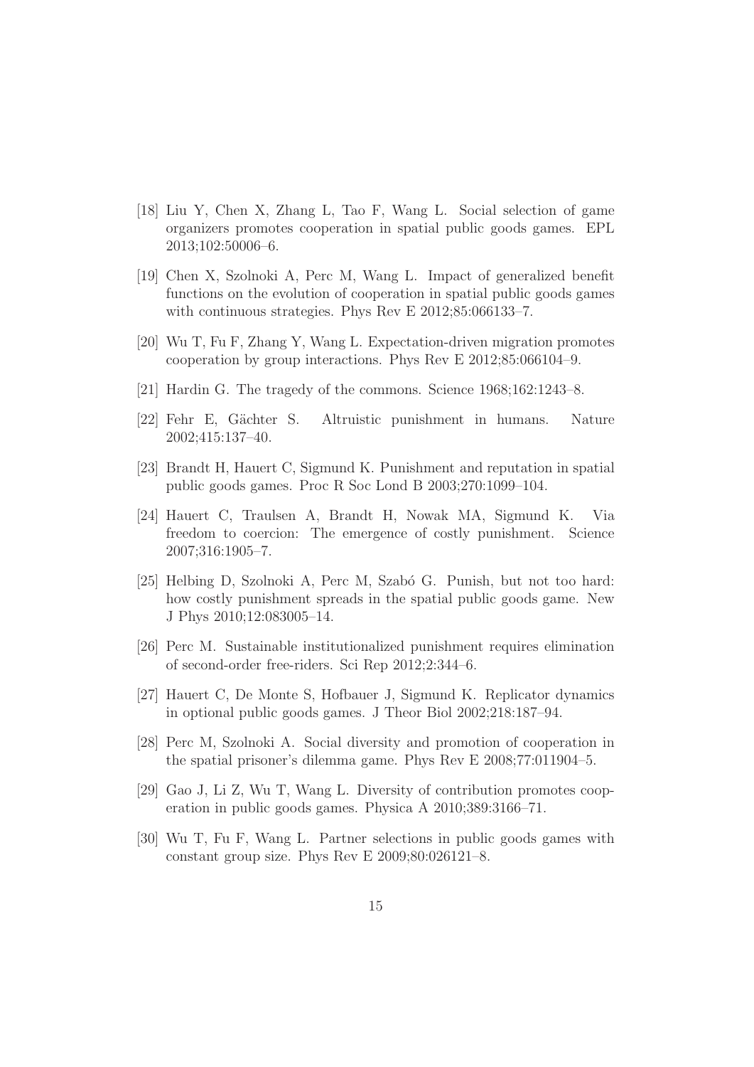[18] Liu Y, Chen X, Zhang L, Tao F, Wang L. Social selection of game organizers promotes cooperation in spatial public goods games. EPL 2013;102:50006–6.

[19] Chen X, Szolnoki A, Perc M, Wang L. Impact of generalized benefit functions on the evolution of cooperation in spatial public goods games with continuous strategies. Phys Rev E 2012;85:066133–7.

[20] Wu T, Fu F, Zhang Y, Wang L. Expectation-driven migration promotes cooperation by group interactions. Phys Rev E 2012;85:066104–9.

[21] Hardin G. The tragedy of the commons. Science 1968;162:1243–8.

[22] Fehr E, Gächter S. Altruistic punishment in humans. Nature 2002;415:137–40.

[23] Brandt H, Hauert C, Sigmund K. Punishment and reputation in spatial public goods games. Proc R Soc Lond B 2003;270:1099–104.

[24] Hauert C, Traulsen A, Brandt H, Nowak MA, Sigmund K. Via freedom to coercion: The emergence of costly punishment. Science 2007;316:1905–7.

[25] Helbing D, Szolnoki A, Perc M, Szabó G. Punish, but not too hard: how costly punishment spreads in the spatial public goods game. New J Phys 2010;12:083005–14.

[26] Perc M. Sustainable institutionalized punishment requires elimination of second-order free-riders. Sci Rep 2012;2:344–6.

[27] Hauert C, De Monte S, Hofbauer J, Sigmund K. Replicator dynamics in optional public goods games. J Theor Biol 2002;218:187–94.

[28] Perc M, Szolnoki A. Social diversity and promotion of cooperation in the spatial prisoner's dilemma game. Phys Rev E 2008;77:011904–5.

[29] Gao J, Li Z, Wu T, Wang L. Diversity of contribution promotes cooperation in public goods games. Physica A 2010;389:3166–71.

[30] Wu T, Fu F, Wang L. Partner selections in public goods games with constant group size. Phys Rev E 2009;80:026121–8.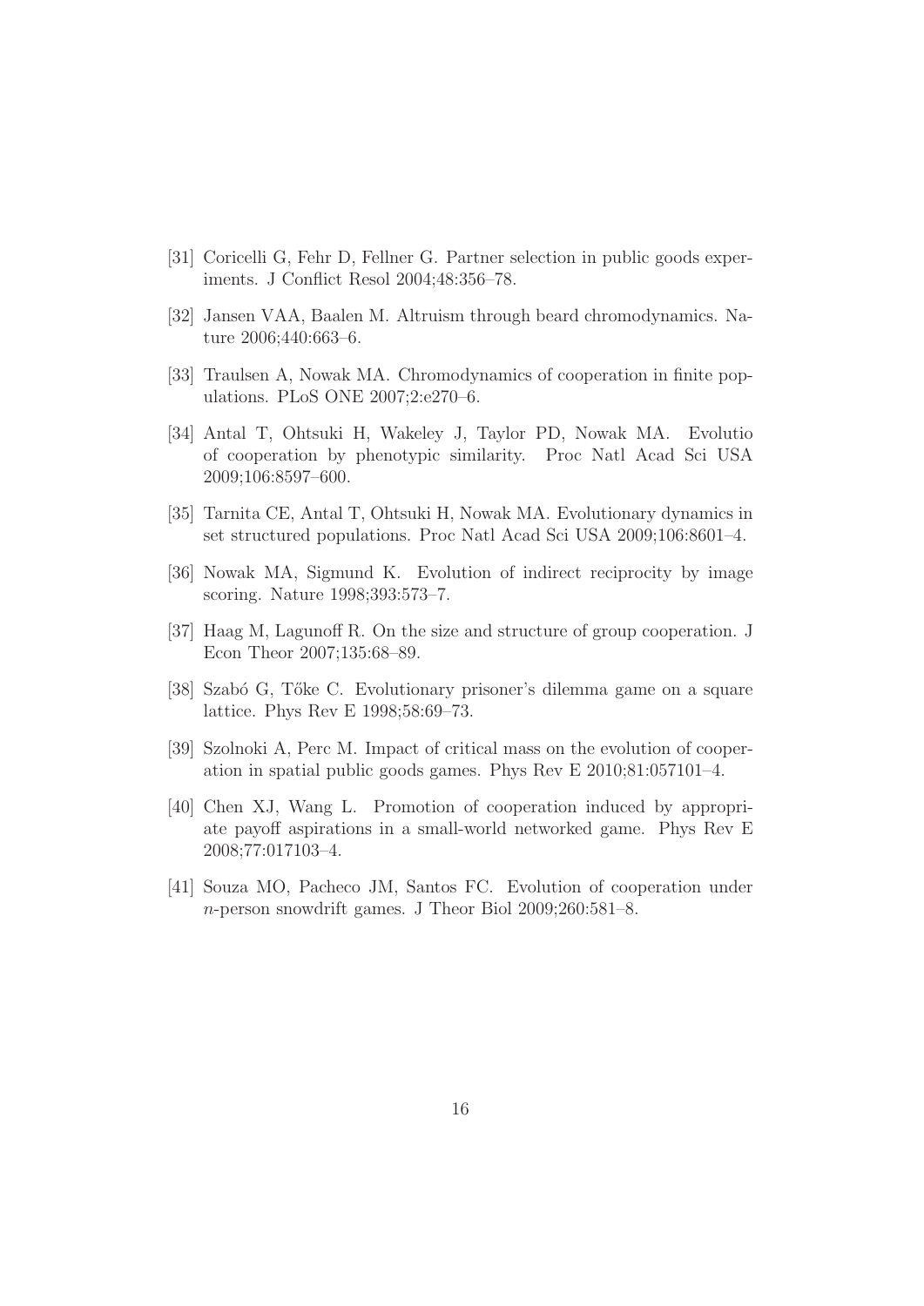[31] Coricelli G, Fehr D, Fellner G. Partner selection in public goods experiments. J Conflict Resol 2004;48:356–78.

[32] Jansen VAA, Baalen M. Altruism through beard chromodynamics. Nature 2006;440:663–6.

[33] Traulsen A, Nowak MA. Chromodynamics of cooperation in finite populations. PLoS ONE 2007;2:e270–6.

[34] Antal T, Ohtsuki H, Wakeley J, Taylor PD, Nowak MA. Evolutio of cooperation by phenotypic similarity. Proc Natl Acad Sci USA 2009;106:8597–600.

[35] Tarnita CE, Antal T, Ohtsuki H, Nowak MA. Evolutionary dynamics in set structured populations. Proc Natl Acad Sci USA 2009;106:8601–4.

[36] Nowak MA, Sigmund K. Evolution of indirect reciprocity by image scoring. Nature 1998;393:573–7.

[37] Haag M, Lagunoff R. On the size and structure of group cooperation. J Econ Theor 2007;135:68–89.

[38] Szabó G, Tőke C. Evolutionary prisoner's dilemma game on a square lattice. Phys Rev E 1998;58:69–73.

[39] Szolnoki A, Perc M. Impact of critical mass on the evolution of cooperation in spatial public goods games. Phys Rev E 2010;81:057101–4.

[40] Chen XJ, Wang L. Promotion of cooperation induced by appropriate payoff aspirations in a small-world networked game. Phys Rev E 2008;77:017103–4.

[41] Souza MO, Pacheco JM, Santos FC. Evolution of cooperation under $n$-person snowdrift games. J Theor Biol 2009;260:581–8.